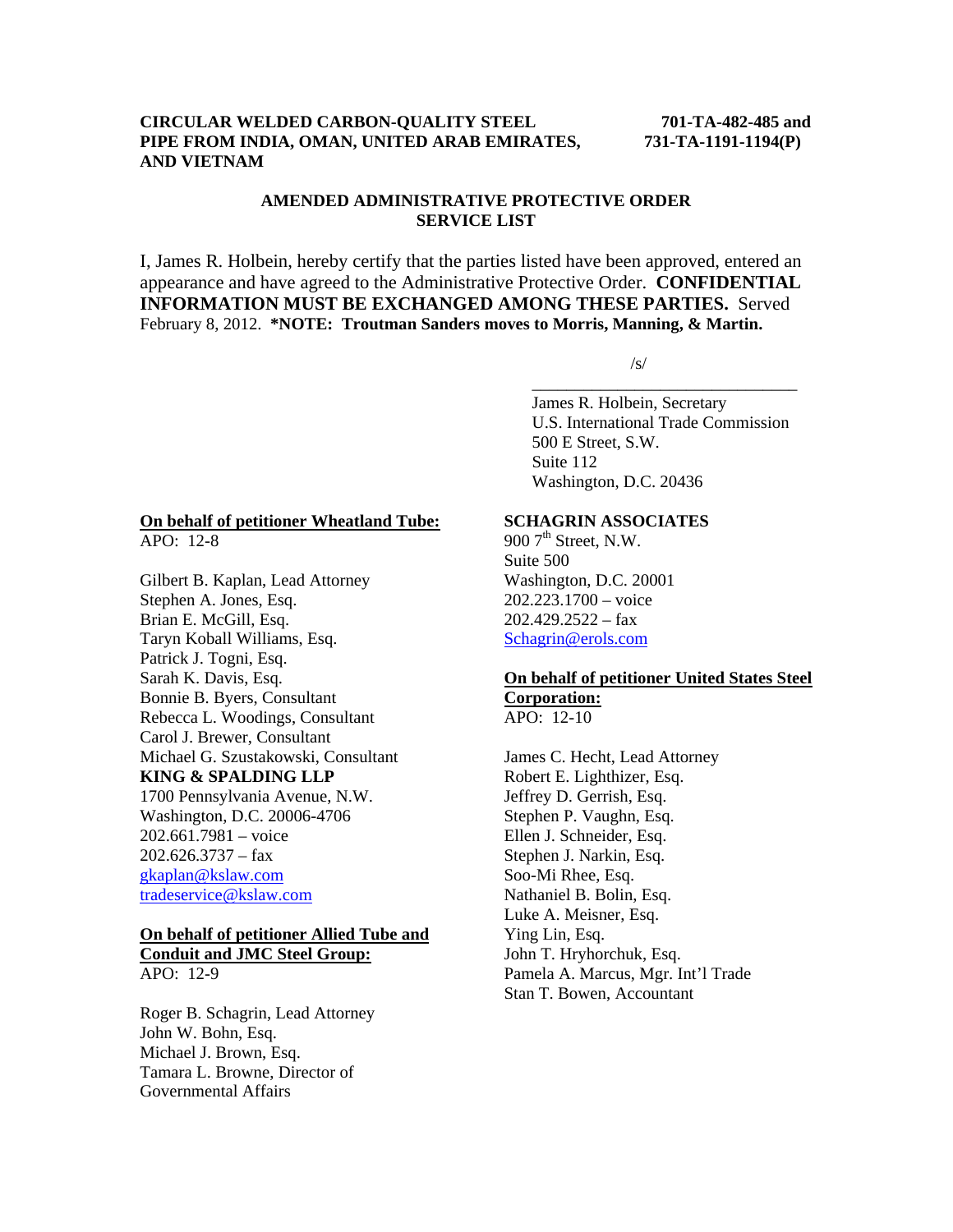**CIRCULAR WELDED CARBON-QUALITY STEEL PIPE FROM INDIA, OMAN, UNITED ARAB EMIRATES, AND VIETNAM**

**701-TA-482-485 and 731-TA-1191-1194(P)**

## AMENDED ADMINISTRATIVE PROTECTIVE ORDER SERVICE LIST

I, James R. Holbein, hereby certify that the parties listed have been approved, entered an appearance and have agreed to the Administrative Protective Order. **CONFIDENTIAL INFORMATION MUST BE EXCHANGED AMONG THESE PARTIES.** Served February 8, 2012. ***NOTE: Troutman Sanders moves to Morris, Manning, & Martin.**

/s/

James R. Holbein, Secretary
U.S. International Trade Commission
500 E Street, S.W.
Suite 112
Washington, D.C. 20436

**On behalf of petitioner Wheatland Tube:**
APO: 12-8

Gilbert B. Kaplan, Lead Attorney
Stephen A. Jones, Esq.
Brian E. McGill, Esq.
Taryn Koball Williams, Esq.
Patrick J. Togni, Esq.
Sarah K. Davis, Esq.
Bonnie B. Byers, Consultant
Rebecca L. Woodings, Consultant
Carol J. Brewer, Consultant
Michael G. Szustakowski, Consultant
**KING & SPALDING LLP**
1700 Pennsylvania Avenue, N.W.
Washington, D.C. 20006-4706
202.661.7981 – voice
202.626.3737 – fax
gkaplan@kslaw.com
tradeservice@kslaw.com

**On behalf of petitioner Allied Tube and Conduit and JMC Steel Group:**
APO: 12-9

Roger B. Schagrin, Lead Attorney
John W. Bohn, Esq.
Michael J. Brown, Esq.
Tamara L. Browne, Director of Governmental Affairs
**SCHAGRIN ASSOCIATES**
900 7th Street, N.W.
Suite 500
Washington, D.C. 20001
202.223.1700 – voice
202.429.2522 – fax
Schagrin@erols.com

**On behalf of petitioner United States Steel Corporation:**
APO: 12-10

James C. Hecht, Lead Attorney
Robert E. Lighthizer, Esq.
Jeffrey D. Gerrish, Esq.
Stephen P. Vaughn, Esq.
Ellen J. Schneider, Esq.
Stephen J. Narkin, Esq.
Soo-Mi Rhee, Esq.
Nathaniel B. Bolin, Esq.
Luke A. Meisner, Esq.
Ying Lin, Esq.
John T. Hryhorchuk, Esq.
Pamela A. Marcus, Mgr. Int'l Trade
Stan T. Bowen, Accountant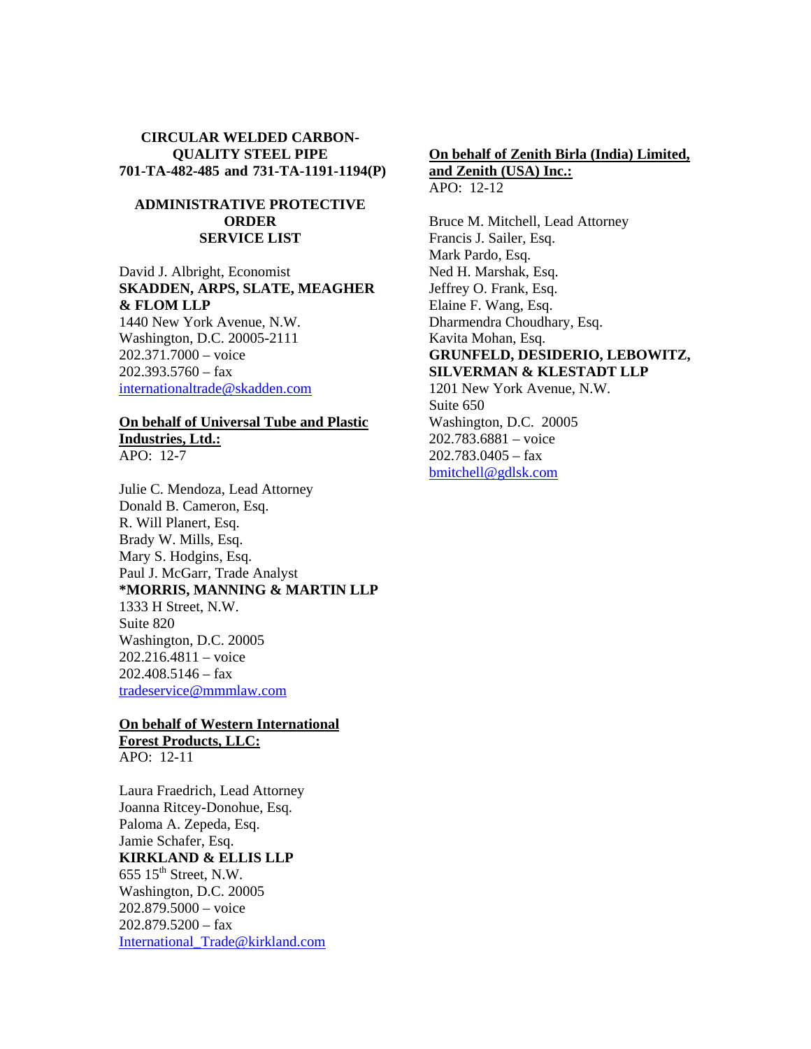**CIRCULAR WELDED CARBON-QUALITY STEEL PIPE**
**701-TA-482-485 and 731-TA-1191-1194(P)**

**ADMINISTRATIVE PROTECTIVE ORDER SERVICE LIST**

David J. Albright, Economist
**SKADDEN, ARPS, SLATE, MEAGHER & FLOM LLP**
1440 New York Avenue, N.W.
Washington, D.C. 20005-2111
202.371.7000 – voice
202.393.5760 – fax
internationaltrade@skadden.com

**<u>On behalf of Universal Tube and Plastic Industries, Ltd.:</u>**
APO: 12-7

Julie C. Mendoza, Lead Attorney
Donald B. Cameron, Esq.
R. Will Planert, Esq.
Brady W. Mills, Esq.
Mary S. Hodgins, Esq.
Paul J. McGarr, Trade Analyst
**\*MORRIS, MANNING & MARTIN LLP**
1333 H Street, N.W.
Suite 820
Washington, D.C. 20005
202.216.4811 – voice
202.408.5146 – fax
tradeservice@mmmlaw.com

**<u>On behalf of Western International Forest Products, LLC:</u>**
APO: 12-11

Laura Fraedrich, Lead Attorney
Joanna Ritcey-Donohue, Esq.
Paloma A. Zepeda, Esq.
Jamie Schafer, Esq.
**KIRKLAND & ELLIS LLP**
655 15th Street, N.W.
Washington, D.C. 20005
202.879.5000 – voice
202.879.5200 – fax
International_Trade@kirkland.com

**<u>On behalf of Zenith Birla (India) Limited, and Zenith (USA) Inc.:</u>**
APO: 12-12

Bruce M. Mitchell, Lead Attorney
Francis J. Sailer, Esq.
Mark Pardo, Esq.
Ned H. Marshak, Esq.
Jeffrey O. Frank, Esq.
Elaine F. Wang, Esq.
Dharmendra Choudhary, Esq.
Kavita Mohan, Esq.
**GRUNFELD, DESIDERIO, LEBOWITZ, SILVERMAN & KLESTADT LLP**
1201 New York Avenue, N.W.
Suite 650
Washington, D.C. 20005
202.783.6881 – voice
202.783.0405 – fax
bmitchell@gdlsk.com